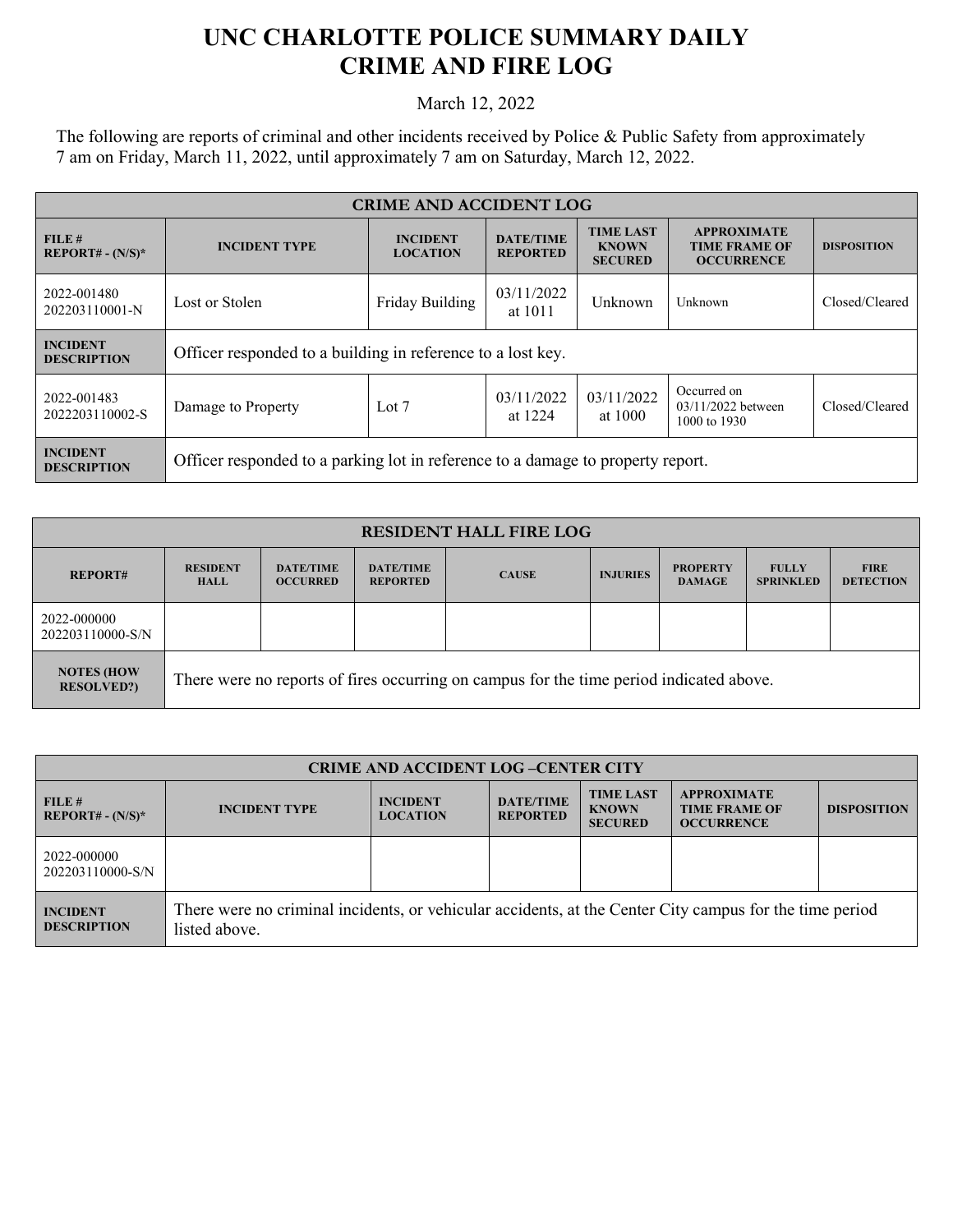# UNC CHARLOTTE POLICE SUMMARY DAILY CRIME AND FIRE LOG

March 12, 2022

The following are reports of criminal and other incidents received by Police & Public Safety from approximately 7 am on Friday, March 11, 2022, until approximately 7 am on Saturday, March 12, 2022.

| CRIME AND ACCIDENT LOG | | | | | | |
|---|---|---|---|---|---|---|
| FILE # REPORT# - (N/S)* | INCIDENT TYPE | INCIDENT LOCATION | DATE/TIME REPORTED | TIME LAST KNOWN SECURED | APPROXIMATE TIME FRAME OF OCCURRENCE | DISPOSITION |
| 2022-001480 202203110001-N | Lost or Stolen | Friday Building | 03/11/2022 at 1011 | Unknown | Unknown | Closed/Cleared |
| INCIDENT DESCRIPTION | Officer responded to a building in reference to a lost key. | | | | | |
| 2022-001483 2022203110002-S | Damage to Property | Lot 7 | 03/11/2022 at 1224 | 03/11/2022 at 1000 | Occurred on 03/11/2022 between 1000 to 1930 | Closed/Cleared |
| INCIDENT DESCRIPTION | Officer responded to a parking lot in reference to a damage to property report. | | | | | |

| RESIDENT HALL FIRE LOG | | | | | | | | |
|---|---|---|---|---|---|---|---|---|
| REPORT# | RESIDENT HALL | DATE/TIME OCCURRED | DATE/TIME REPORTED | CAUSE | INJURIES | PROPERTY DAMAGE | FULLY SPRINKLED | FIRE DETECTION |
| 2022-000000 202203110000-S/N | | | | | | | | |
| NOTES (HOW RESOLVED?) | There were no reports of fires occurring on campus for the time period indicated above. | | | | | | | |

| CRIME AND ACCIDENT LOG –CENTER CITY | | | | | | |
|---|---|---|---|---|---|---|
| FILE # REPORT# - (N/S)* | INCIDENT TYPE | INCIDENT LOCATION | DATE/TIME REPORTED | TIME LAST KNOWN SECURED | APPROXIMATE TIME FRAME OF OCCURRENCE | DISPOSITION |
| 2022-000000 202203110000-S/N | | | | | | |
| INCIDENT DESCRIPTION | There were no criminal incidents, or vehicular accidents, at the Center City campus for the time period listed above. | | | | | |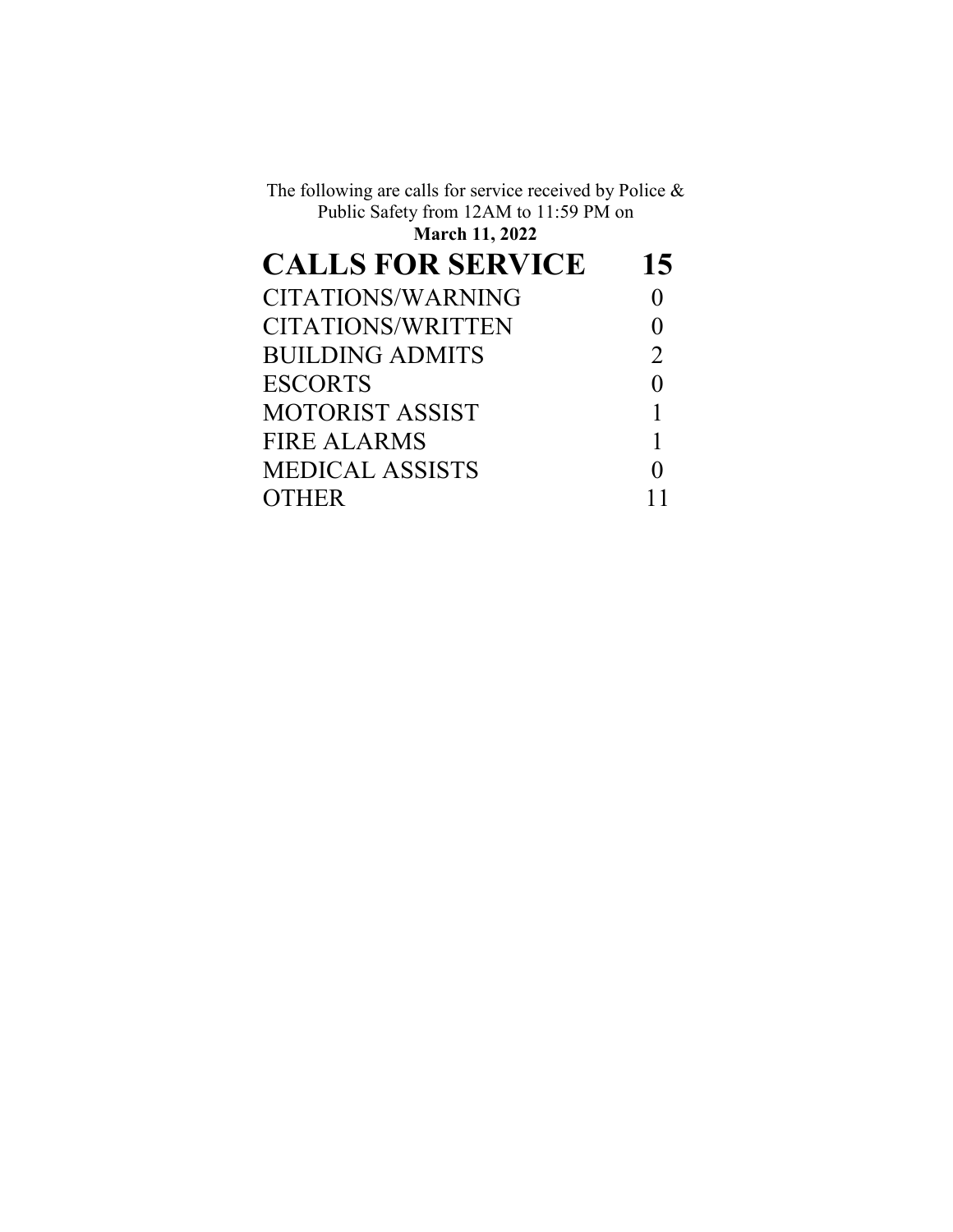The following are calls for service received by Police & Public Safety from 12AM to 11:59 PM on

**March 11, 2022**

| | |
|---|---|
| **CALLS FOR SERVICE** | **15** |
| CITATIONS/WARNING | 0 |
| CITATIONS/WRITTEN | 0 |
| BUILDING ADMITS | 2 |
| ESCORTS | 0 |
| MOTORIST ASSIST | 1 |
| FIRE ALARMS | 1 |
| MEDICAL ASSISTS | 0 |
| OTHER | 11 |